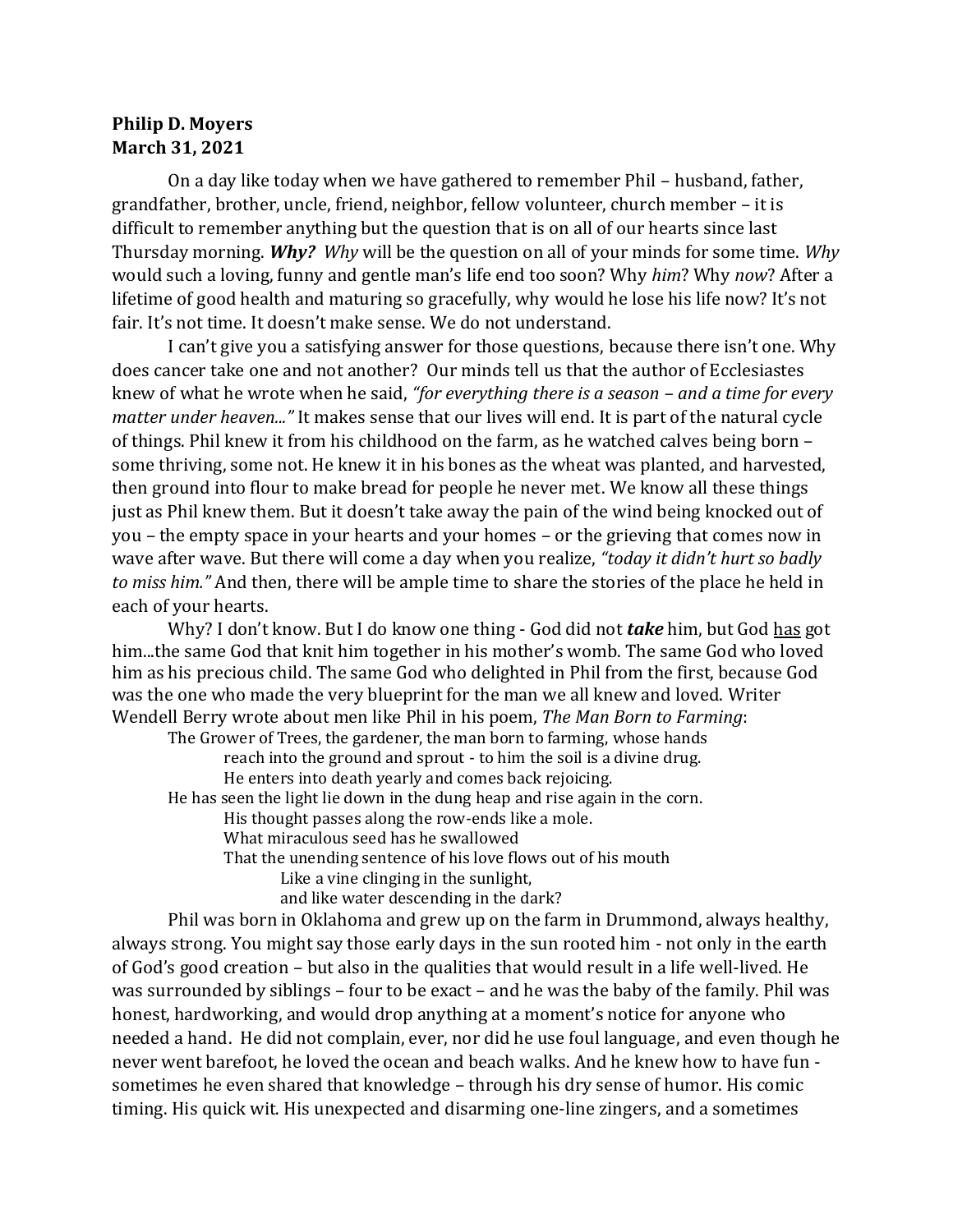**Philip D. Moyers**
**March 31, 2021**

On a day like today when we have gathered to remember Phil – husband, father, grandfather, brother, uncle, friend, neighbor, fellow volunteer, church member – it is difficult to remember anything but the question that is on all of our hearts since last Thursday morning. ***Why?*** *Why* will be the question on all of your minds for some time. *Why* would such a loving, funny and gentle man's life end too soon? Why *him*? Why *now*? After a lifetime of good health and maturing so gracefully, why would he lose his life now? It's not fair. It's not time. It doesn't make sense. We do not understand.

I can't give you a satisfying answer for those questions, because there isn't one. Why does cancer take one and not another? Our minds tell us that the author of Ecclesiastes knew of what he wrote when he said, *"for everything there is a season – and a time for every matter under heaven..."* It makes sense that our lives will end. It is part of the natural cycle of things. Phil knew it from his childhood on the farm, as he watched calves being born – some thriving, some not. He knew it in his bones as the wheat was planted, and harvested, then ground into flour to make bread for people he never met. We know all these things just as Phil knew them. But it doesn't take away the pain of the wind being knocked out of you – the empty space in your hearts and your homes – or the grieving that comes now in wave after wave. But there will come a day when you realize, *"today it didn't hurt so badly to miss him."* And then, there will be ample time to share the stories of the place he held in each of your hearts.

Why? I don't know. But I do know one thing - God did not ***take*** him, but God <u>has</u> got him...the same God that knit him together in his mother's womb. The same God who loved him as his precious child. The same God who delighted in Phil from the first, because God was the one who made the very blueprint for the man we all knew and loved. Writer Wendell Berry wrote about men like Phil in his poem, *The Man Born to Farming*:

> The Grower of Trees, the gardener, the man born to farming, whose hands
> reach into the ground and sprout - to him the soil is a divine drug.
> He enters into death yearly and comes back rejoicing.
> He has seen the light lie down in the dung heap and rise again in the corn.
> His thought passes along the row-ends like a mole.
> What miraculous seed has he swallowed
> That the unending sentence of his love flows out of his mouth
> Like a vine clinging in the sunlight,
> and like water descending in the dark?

Phil was born in Oklahoma and grew up on the farm in Drummond, always healthy, always strong. You might say those early days in the sun rooted him - not only in the earth of God's good creation – but also in the qualities that would result in a life well-lived. He was surrounded by siblings – four to be exact – and he was the baby of the family. Phil was honest, hardworking, and would drop anything at a moment's notice for anyone who needed a hand. He did not complain, ever, nor did he use foul language, and even though he never went barefoot, he loved the ocean and beach walks. And he knew how to have fun - sometimes he even shared that knowledge – through his dry sense of humor. His comic timing. His quick wit. His unexpected and disarming one-line zingers, and a sometimes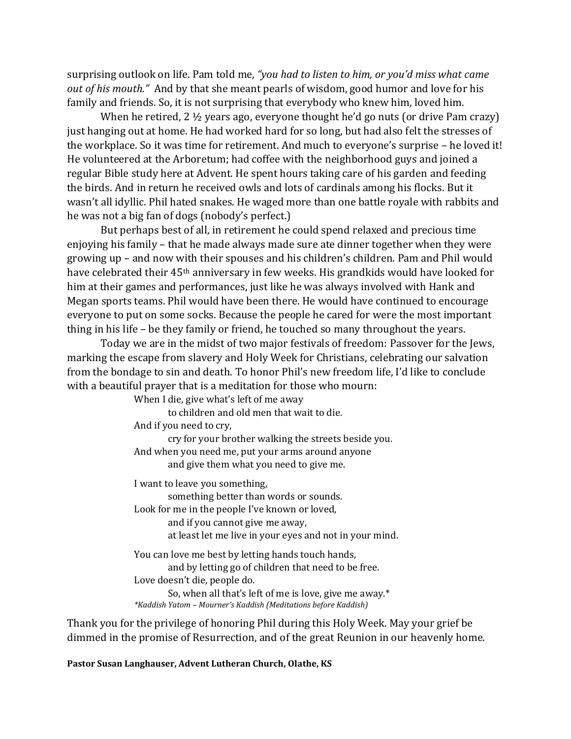surprising outlook on life. Pam told me, *"you had to listen to him, or you'd miss what came out of his mouth."* And by that she meant pearls of wisdom, good humor and love for his family and friends. So, it is not surprising that everybody who knew him, loved him.

When he retired, 2 ½ years ago, everyone thought he'd go nuts (or drive Pam crazy) just hanging out at home. He had worked hard for so long, but had also felt the stresses of the workplace. So it was time for retirement. And much to everyone's surprise – he loved it! He volunteered at the Arboretum; had coffee with the neighborhood guys and joined a regular Bible study here at Advent. He spent hours taking care of his garden and feeding the birds. And in return he received owls and lots of cardinals among his flocks. But it wasn't all idyllic. Phil hated snakes. He waged more than one battle royale with rabbits and he was not a big fan of dogs (nobody's perfect.)

But perhaps best of all, in retirement he could spend relaxed and precious time enjoying his family – that he made always made sure ate dinner together when they were growing up – and now with their spouses and his children's children. Pam and Phil would have celebrated their 45th anniversary in few weeks. His grandkids would have looked for him at their games and performances, just like he was always involved with Hank and Megan sports teams. Phil would have been there. He would have continued to encourage everyone to put on some socks. Because the people he cared for were the most important thing in his life – be they family or friend, he touched so many throughout the years.

Today we are in the midst of two major festivals of freedom: Passover for the Jews, marking the escape from slavery and Holy Week for Christians, celebrating our salvation from the bondage to sin and death. To honor Phil's new freedom life, I'd like to conclude with a beautiful prayer that is a meditation for those who mourn:

> When I die, give what's left of me away
> &nbsp;&nbsp;&nbsp;&nbsp;to children and old men that wait to die.
> And if you need to cry,
> &nbsp;&nbsp;&nbsp;&nbsp;cry for your brother walking the streets beside you.
> And when you need me, put your arms around anyone
> &nbsp;&nbsp;&nbsp;&nbsp;and give them what you need to give me.
>
> I want to leave you something,
> &nbsp;&nbsp;&nbsp;&nbsp;something better than words or sounds.
> Look for me in the people I've known or loved,
> &nbsp;&nbsp;&nbsp;&nbsp;and if you cannot give me away,
> &nbsp;&nbsp;&nbsp;&nbsp;at least let me live in your eyes and not in your mind.
>
> You can love me best by letting hands touch hands,
> &nbsp;&nbsp;&nbsp;&nbsp;and by letting go of children that need to be free.
> Love doesn't die, people do.
> &nbsp;&nbsp;&nbsp;&nbsp;So, when all that's left of me is love, give me away.*
>
> **Kaddish Yatom – Mourner's Kaddish (Meditations before Kaddish)*

Thank you for the privilege of honoring Phil during this Holy Week. May your grief be dimmed in the promise of Resurrection, and of the great Reunion in our heavenly home.

**Pastor Susan Langhauser, Advent Lutheran Church, Olathe, KS**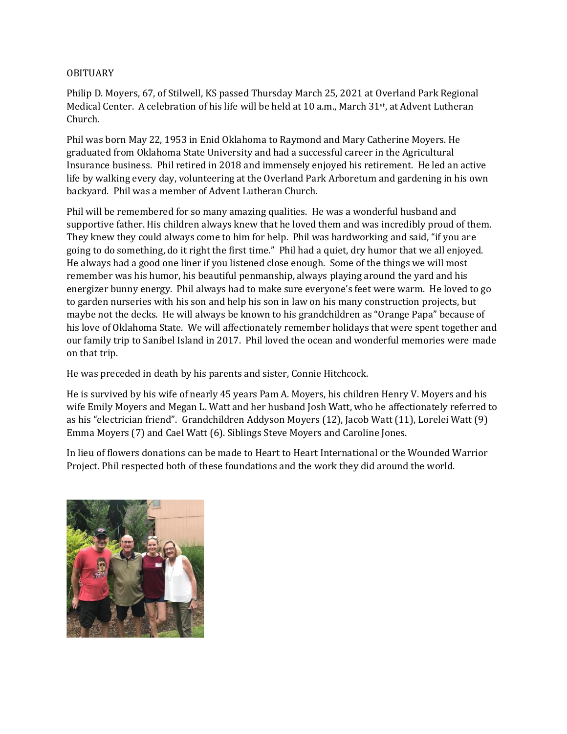OBITUARY

Philip D. Moyers, 67, of Stilwell, KS passed Thursday March 25, 2021 at Overland Park Regional Medical Center. A celebration of his life will be held at 10 a.m., March 31st, at Advent Lutheran Church.

Phil was born May 22, 1953 in Enid Oklahoma to Raymond and Mary Catherine Moyers. He graduated from Oklahoma State University and had a successful career in the Agricultural Insurance business. Phil retired in 2018 and immensely enjoyed his retirement. He led an active life by walking every day, volunteering at the Overland Park Arboretum and gardening in his own backyard. Phil was a member of Advent Lutheran Church.

Phil will be remembered for so many amazing qualities. He was a wonderful husband and supportive father. His children always knew that he loved them and was incredibly proud of them. They knew they could always come to him for help. Phil was hardworking and said, "if you are going to do something, do it right the first time." Phil had a quiet, dry humor that we all enjoyed. He always had a good one liner if you listened close enough. Some of the things we will most remember was his humor, his beautiful penmanship, always playing around the yard and his energizer bunny energy. Phil always had to make sure everyone's feet were warm. He loved to go to garden nurseries with his son and help his son in law on his many construction projects, but maybe not the decks. He will always be known to his grandchildren as "Orange Papa" because of his love of Oklahoma State. We will affectionately remember holidays that were spent together and our family trip to Sanibel Island in 2017. Phil loved the ocean and wonderful memories were made on that trip.

He was preceded in death by his parents and sister, Connie Hitchcock.

He is survived by his wife of nearly 45 years Pam A. Moyers, his children Henry V. Moyers and his wife Emily Moyers and Megan L. Watt and her husband Josh Watt, who he affectionately referred to as his "electrician friend". Grandchildren Addyson Moyers (12), Jacob Watt (11), Lorelei Watt (9) Emma Moyers (7) and Cael Watt (6). Siblings Steve Moyers and Caroline Jones.

In lieu of flowers donations can be made to Heart to Heart International or the Wounded Warrior Project. Phil respected both of these foundations and the work they did around the world.